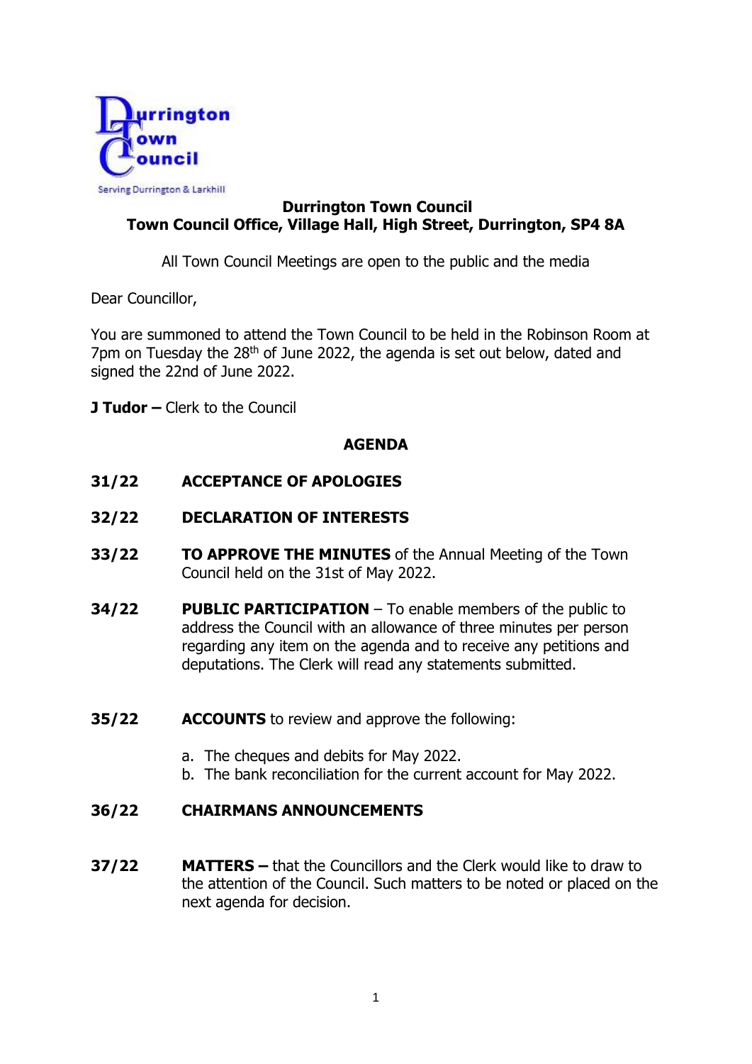**Durrington Town Council**
**Town Council Office, Village Hall, High Street, Durrington, SP4 8A**

All Town Council Meetings are open to the public and the media

Dear Councillor,

You are summoned to attend the Town Council to be held in the Robinson Room at 7pm on Tuesday the 28th of June 2022, the agenda is set out below, dated and signed the 22nd of June 2022.

**J Tudor –** Clerk to the Council

## AGENDA

**31/22 ACCEPTANCE OF APOLOGIES**

**32/22 DECLARATION OF INTERESTS**

**33/22 TO APPROVE THE MINUTES** of the Annual Meeting of the Town Council held on the 31st of May 2022.

**34/22 PUBLIC PARTICIPATION** – To enable members of the public to address the Council with an allowance of three minutes per person regarding any item on the agenda and to receive any petitions and deputations. The Clerk will read any statements submitted.

**35/22 ACCOUNTS** to review and approve the following:

a. The cheques and debits for May 2022.
b. The bank reconciliation for the current account for May 2022.

**36/22 CHAIRMANS ANNOUNCEMENTS**

**37/22 MATTERS –** that the Councillors and the Clerk would like to draw to the attention of the Council. Such matters to be noted or placed on the next agenda for decision.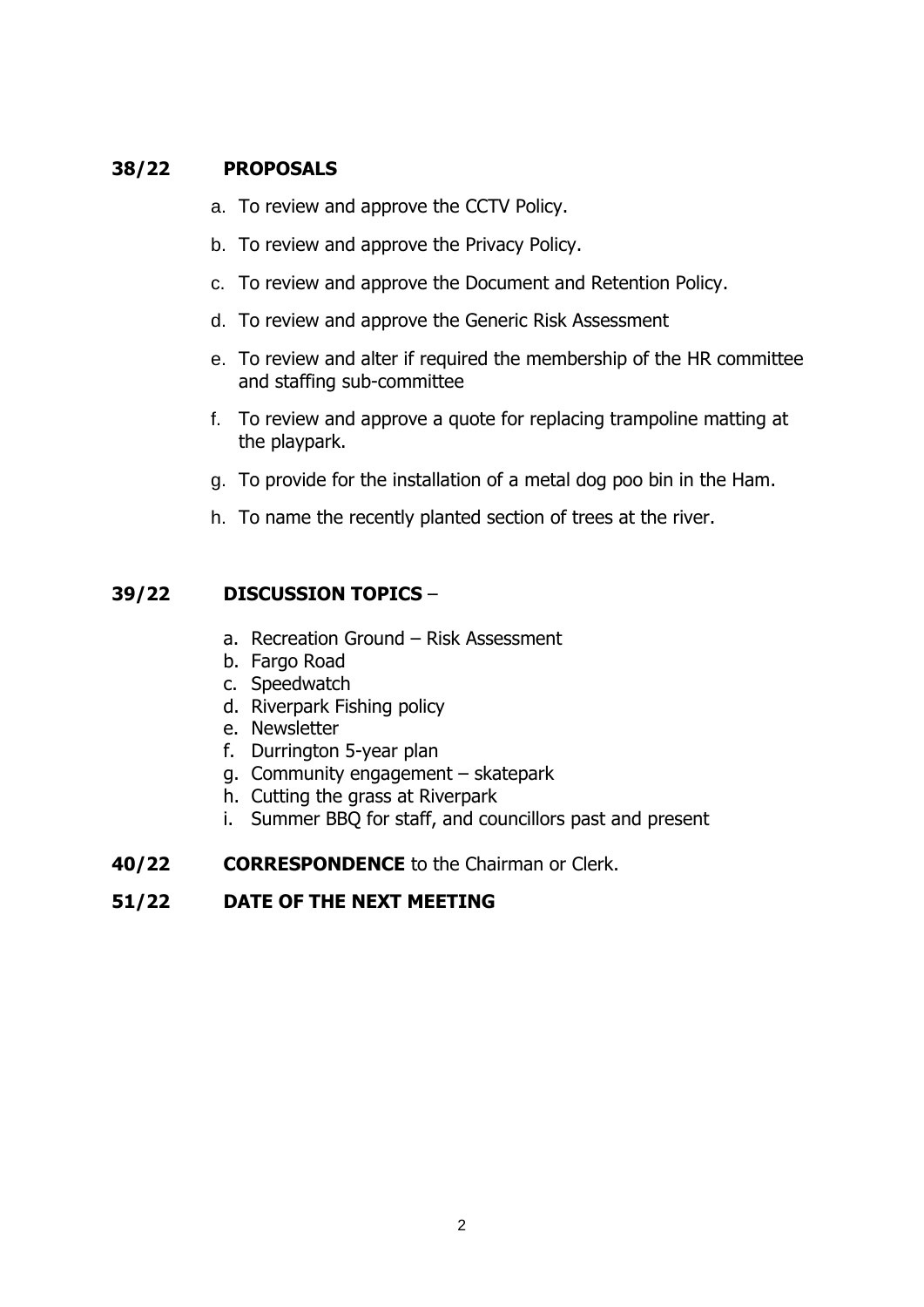## 38/22 PROPOSALS

a. To review and approve the CCTV Policy.

b. To review and approve the Privacy Policy.

c. To review and approve the Document and Retention Policy.

d. To review and approve the Generic Risk Assessment

e. To review and alter if required the membership of the HR committee and staffing sub-committee

f. To review and approve a quote for replacing trampoline matting at the playpark.

g. To provide for the installation of a metal dog poo bin in the Ham.

h. To name the recently planted section of trees at the river.

## 39/22 DISCUSSION TOPICS –

a. Recreation Ground – Risk Assessment
b. Fargo Road
c. Speedwatch
d. Riverpark Fishing policy
e. Newsletter
f. Durrington 5-year plan
g. Community engagement – skatepark
h. Cutting the grass at Riverpark
i. Summer BBQ for staff, and councillors past and present

## 40/22 CORRESPONDENCE to the Chairman or Clerk.

## 51/22 DATE OF THE NEXT MEETING